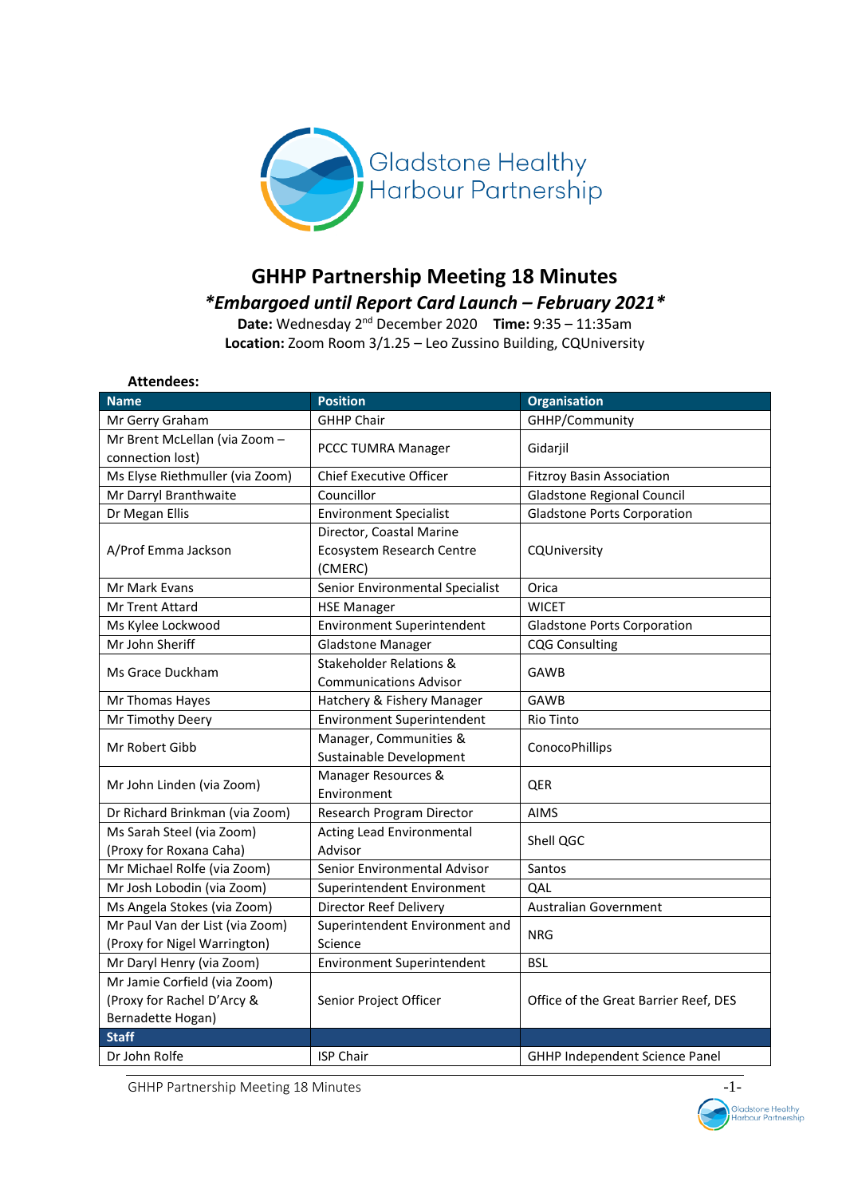# GHHP Partnership Meeting 18 Minutes

## *\*Embargoed until Report Card Launch – February 2021\**

**Date:** Wednesday 2[nd] December 2020 **Time:** 9:35 – 11:35am
**Location:** Zoom Room 3/1.25 – Leo Zussino Building, CQUniversity

**Attendees:**

| Name | Position | Organisation |
|---|---|---|
| Mr Gerry Graham | GHHP Chair | GHHP/Community |
| Mr Brent McLellan (via Zoom – connection lost) | PCCC TUMRA Manager | Gidarjil |
| Ms Elyse Riethmuller (via Zoom) | Chief Executive Officer | Fitzroy Basin Association |
| Mr Darryl Branthwaite | Councillor | Gladstone Regional Council |
| Dr Megan Ellis | Environment Specialist | Gladstone Ports Corporation |
| A/Prof Emma Jackson | Director, Coastal Marine Ecosystem Research Centre (CMERC) | CQUniversity |
| Mr Mark Evans | Senior Environmental Specialist | Orica |
| Mr Trent Attard | HSE Manager | WICET |
| Ms Kylee Lockwood | Environment Superintendent | Gladstone Ports Corporation |
| Mr John Sheriff | Gladstone Manager | CQG Consulting |
| Ms Grace Duckham | Stakeholder Relations & Communications Advisor | GAWB |
| Mr Thomas Hayes | Hatchery & Fishery Manager | GAWB |
| Mr Timothy Deery | Environment Superintendent | Rio Tinto |
| Mr Robert Gibb | Manager, Communities & Sustainable Development | ConocoPhillips |
| Mr John Linden (via Zoom) | Manager Resources & Environment | QER |
| Dr Richard Brinkman (via Zoom) | Research Program Director | AIMS |
| Ms Sarah Steel (via Zoom) (Proxy for Roxana Caha) | Acting Lead Environmental Advisor | Shell QGC |
| Mr Michael Rolfe (via Zoom) | Senior Environmental Advisor | Santos |
| Mr Josh Lobodin (via Zoom) | Superintendent Environment | QAL |
| Ms Angela Stokes (via Zoom) | Director Reef Delivery | Australian Government |
| Mr Paul Van der List (via Zoom) (Proxy for Nigel Warrington) | Superintendent Environment and Science | NRG |
| Mr Daryl Henry (via Zoom) | Environment Superintendent | BSL |
| Mr Jamie Corfield (via Zoom) (Proxy for Rachel D'Arcy & Bernadette Hogan) | Senior Project Officer | Office of the Great Barrier Reef, DES |
| **Staff** | | |
| Dr John Rolfe | ISP Chair | GHHP Independent Science Panel |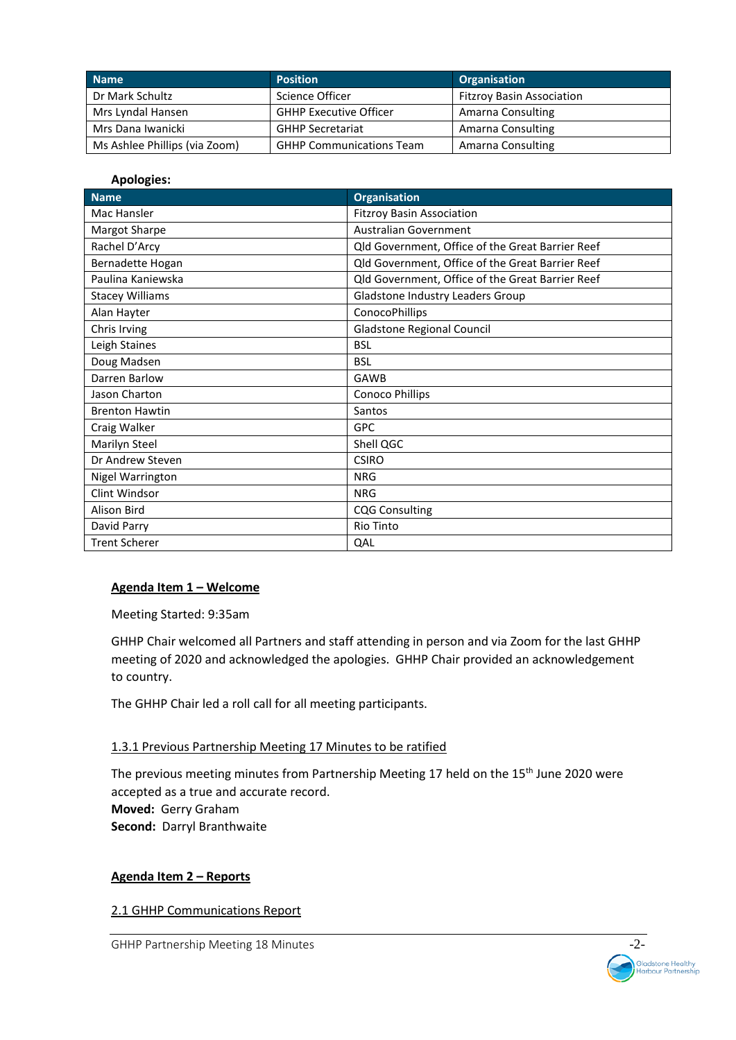| Name | Position | Organisation |
| --- | --- | --- |
| Dr Mark Schultz | Science Officer | Fitzroy Basin Association |
| Mrs Lyndal Hansen | GHHP Executive Officer | Amarna Consulting |
| Mrs Dana Iwanicki | GHHP Secretariat | Amarna Consulting |
| Ms Ashlee Phillips (via Zoom) | GHHP Communications Team | Amarna Consulting |

**Apologies:**

| Name | Organisation |
| --- | --- |
| Mac Hansler | Fitzroy Basin Association |
| Margot Sharpe | Australian Government |
| Rachel D'Arcy | Qld Government, Office of the Great Barrier Reef |
| Bernadette Hogan | Qld Government, Office of the Great Barrier Reef |
| Paulina Kaniewska | Qld Government, Office of the Great Barrier Reef |
| Stacey Williams | Gladstone Industry Leaders Group |
| Alan Hayter | ConocoPhillips |
| Chris Irving | Gladstone Regional Council |
| Leigh Staines | BSL |
| Doug Madsen | BSL |
| Darren Barlow | GAWB |
| Jason Charton | Conoco Phillips |
| Brenton Hawtin | Santos |
| Craig Walker | GPC |
| Marilyn Steel | Shell QGC |
| Dr Andrew Steven | CSIRO |
| Nigel Warrington | NRG |
| Clint Windsor | NRG |
| Alison Bird | CQG Consulting |
| David Parry | Rio Tinto |
| Trent Scherer | QAL |

## Agenda Item 1 – Welcome

Meeting Started: 9:35am

GHHP Chair welcomed all Partners and staff attending in person and via Zoom for the last GHHP meeting of 2020 and acknowledged the apologies. GHHP Chair provided an acknowledgement to country.

The GHHP Chair led a roll call for all meeting participants.

### 1.3.1 Previous Partnership Meeting 17 Minutes to be ratified

The previous meeting minutes from Partnership Meeting 17 held on the 15th June 2020 were accepted as a true and accurate record.
**Moved:** Gerry Graham
**Second:** Darryl Branthwaite

## Agenda Item 2 – Reports

### 2.1 GHHP Communications Report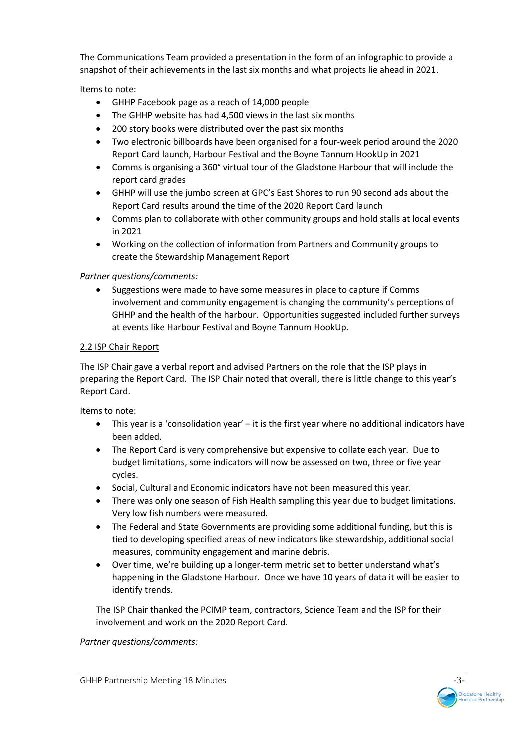The Communications Team provided a presentation in the form of an infographic to provide a snapshot of their achievements in the last six months and what projects lie ahead in 2021.

Items to note:

- GHHP Facebook page as a reach of 14,000 people
- The GHHP website has had 4,500 views in the last six months
- 200 story books were distributed over the past six months
- Two electronic billboards have been organised for a four-week period around the 2020 Report Card launch, Harbour Festival and the Boyne Tannum HookUp in 2021
- Comms is organising a 360° virtual tour of the Gladstone Harbour that will include the report card grades
- GHHP will use the jumbo screen at GPC's East Shores to run 90 second ads about the Report Card results around the time of the 2020 Report Card launch
- Comms plan to collaborate with other community groups and hold stalls at local events in 2021
- Working on the collection of information from Partners and Community groups to create the Stewardship Management Report

*Partner questions/comments:*

- Suggestions were made to have some measures in place to capture if Comms involvement and community engagement is changing the community's perceptions of GHHP and the health of the harbour. Opportunities suggested included further surveys at events like Harbour Festival and Boyne Tannum HookUp.

<u>2.2 ISP Chair Report</u>

The ISP Chair gave a verbal report and advised Partners on the role that the ISP plays in preparing the Report Card. The ISP Chair noted that overall, there is little change to this year's Report Card.

Items to note:

- This year is a 'consolidation year' – it is the first year where no additional indicators have been added.
- The Report Card is very comprehensive but expensive to collate each year. Due to budget limitations, some indicators will now be assessed on two, three or five year cycles.
- Social, Cultural and Economic indicators have not been measured this year.
- There was only one season of Fish Health sampling this year due to budget limitations. Very low fish numbers were measured.
- The Federal and State Governments are providing some additional funding, but this is tied to developing specified areas of new indicators like stewardship, additional social measures, community engagement and marine debris.
- Over time, we're building up a longer-term metric set to better understand what's happening in the Gladstone Harbour. Once we have 10 years of data it will be easier to identify trends.

The ISP Chair thanked the PCIMP team, contractors, Science Team and the ISP for their involvement and work on the 2020 Report Card.

*Partner questions/comments:*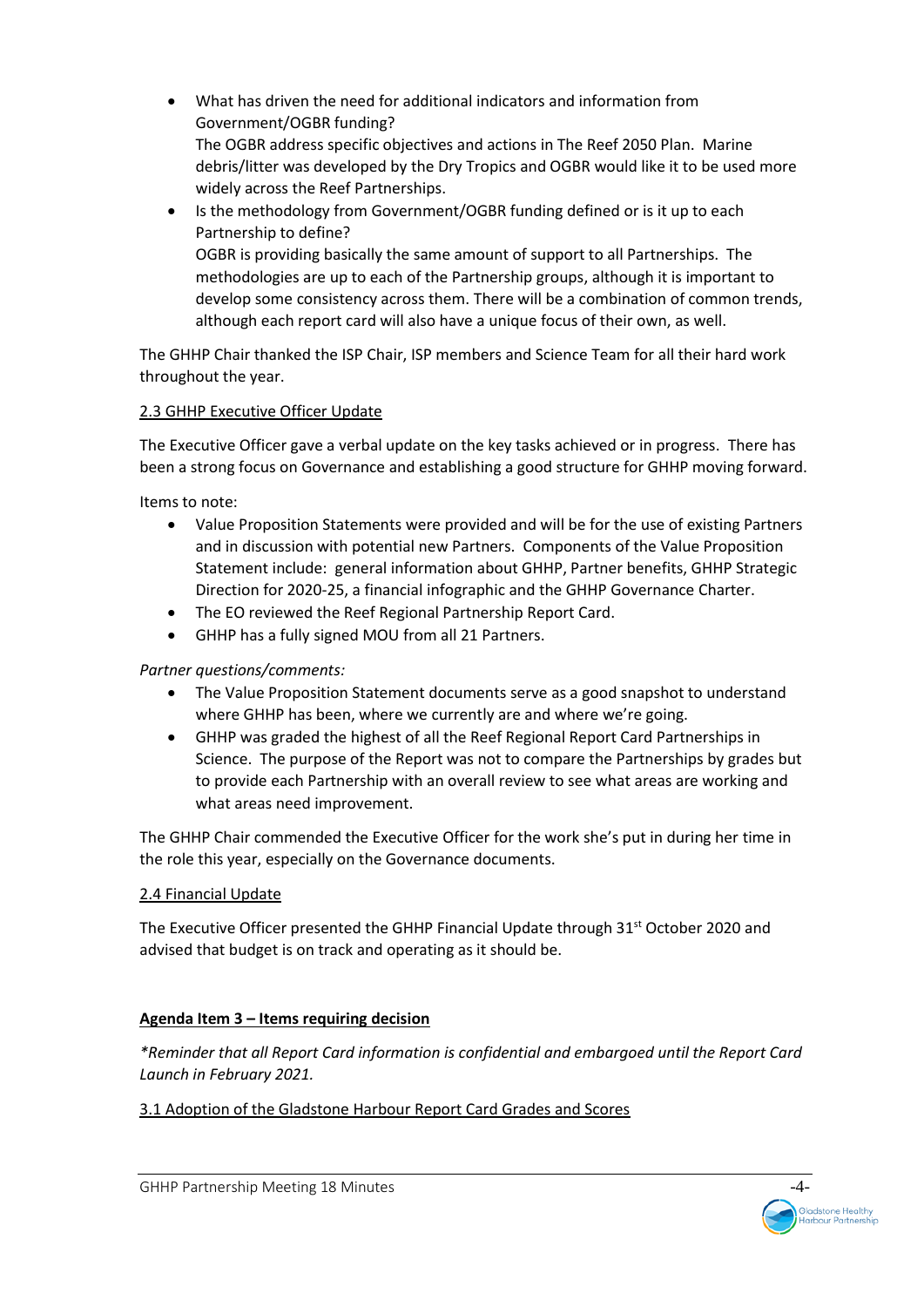- What has driven the need for additional indicators and information from Government/OGBR funding?
  The OGBR address specific objectives and actions in The Reef 2050 Plan. Marine debris/litter was developed by the Dry Tropics and OGBR would like it to be used more widely across the Reef Partnerships.
- Is the methodology from Government/OGBR funding defined or is it up to each Partnership to define?
  OGBR is providing basically the same amount of support to all Partnerships. The methodologies are up to each of the Partnership groups, although it is important to develop some consistency across them. There will be a combination of common trends, although each report card will also have a unique focus of their own, as well.

The GHHP Chair thanked the ISP Chair, ISP members and Science Team for all their hard work throughout the year.

<u>2.3 GHHP Executive Officer Update</u>

The Executive Officer gave a verbal update on the key tasks achieved or in progress. There has been a strong focus on Governance and establishing a good structure for GHHP moving forward.

Items to note:

- Value Proposition Statements were provided and will be for the use of existing Partners and in discussion with potential new Partners. Components of the Value Proposition Statement include: general information about GHHP, Partner benefits, GHHP Strategic Direction for 2020-25, a financial infographic and the GHHP Governance Charter.
- The EO reviewed the Reef Regional Partnership Report Card.
- GHHP has a fully signed MOU from all 21 Partners.

*Partner questions/comments:*

- The Value Proposition Statement documents serve as a good snapshot to understand where GHHP has been, where we currently are and where we're going.
- GHHP was graded the highest of all the Reef Regional Report Card Partnerships in Science. The purpose of the Report was not to compare the Partnerships by grades but to provide each Partnership with an overall review to see what areas are working and what areas need improvement.

The GHHP Chair commended the Executive Officer for the work she's put in during her time in the role this year, especially on the Governance documents.

<u>2.4 Financial Update</u>

The Executive Officer presented the GHHP Financial Update through 31st October 2020 and advised that budget is on track and operating as it should be.

**<u>Agenda Item 3 – Items requiring decision</u>**

*\*Reminder that all Report Card information is confidential and embargoed until the Report Card Launch in February 2021.*

<u>3.1 Adoption of the Gladstone Harbour Report Card Grades and Scores</u>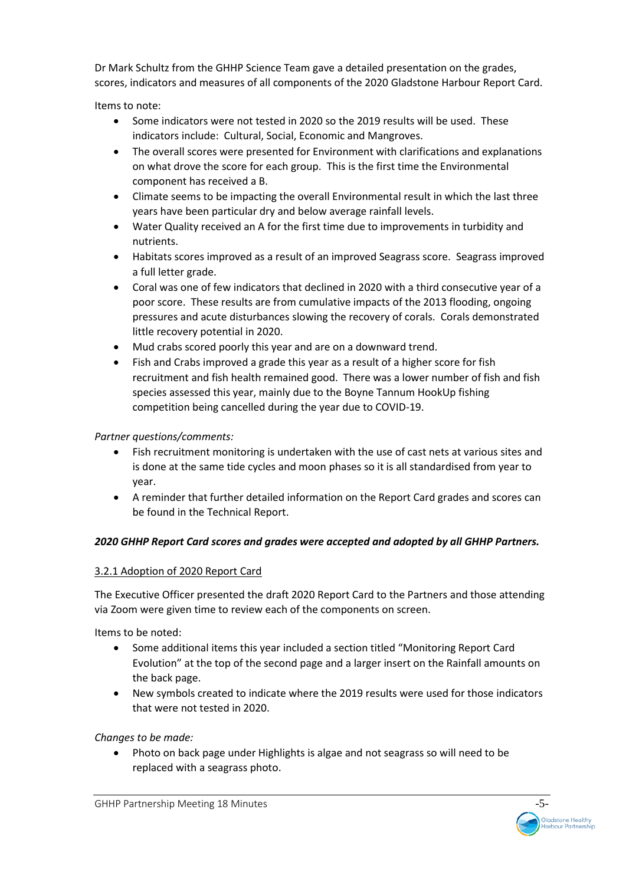Dr Mark Schultz from the GHHP Science Team gave a detailed presentation on the grades, scores, indicators and measures of all components of the 2020 Gladstone Harbour Report Card.

Items to note:

- Some indicators were not tested in 2020 so the 2019 results will be used. These indicators include: Cultural, Social, Economic and Mangroves.
- The overall scores were presented for Environment with clarifications and explanations on what drove the score for each group. This is the first time the Environmental component has received a B.
- Climate seems to be impacting the overall Environmental result in which the last three years have been particular dry and below average rainfall levels.
- Water Quality received an A for the first time due to improvements in turbidity and nutrients.
- Habitats scores improved as a result of an improved Seagrass score. Seagrass improved a full letter grade.
- Coral was one of few indicators that declined in 2020 with a third consecutive year of a poor score. These results are from cumulative impacts of the 2013 flooding, ongoing pressures and acute disturbances slowing the recovery of corals. Corals demonstrated little recovery potential in 2020.
- Mud crabs scored poorly this year and are on a downward trend.
- Fish and Crabs improved a grade this year as a result of a higher score for fish recruitment and fish health remained good. There was a lower number of fish and fish species assessed this year, mainly due to the Boyne Tannum HookUp fishing competition being cancelled during the year due to COVID-19.

*Partner questions/comments:*

- Fish recruitment monitoring is undertaken with the use of cast nets at various sites and is done at the same tide cycles and moon phases so it is all standardised from year to year.
- A reminder that further detailed information on the Report Card grades and scores can be found in the Technical Report.

***2020 GHHP Report Card scores and grades were accepted and adopted by all GHHP Partners.***

3.2.1 Adoption of 2020 Report Card

The Executive Officer presented the draft 2020 Report Card to the Partners and those attending via Zoom were given time to review each of the components on screen.

Items to be noted:

- Some additional items this year included a section titled "Monitoring Report Card Evolution" at the top of the second page and a larger insert on the Rainfall amounts on the back page.
- New symbols created to indicate where the 2019 results were used for those indicators that were not tested in 2020.

*Changes to be made:*

- Photo on back page under Highlights is algae and not seagrass so will need to be replaced with a seagrass photo.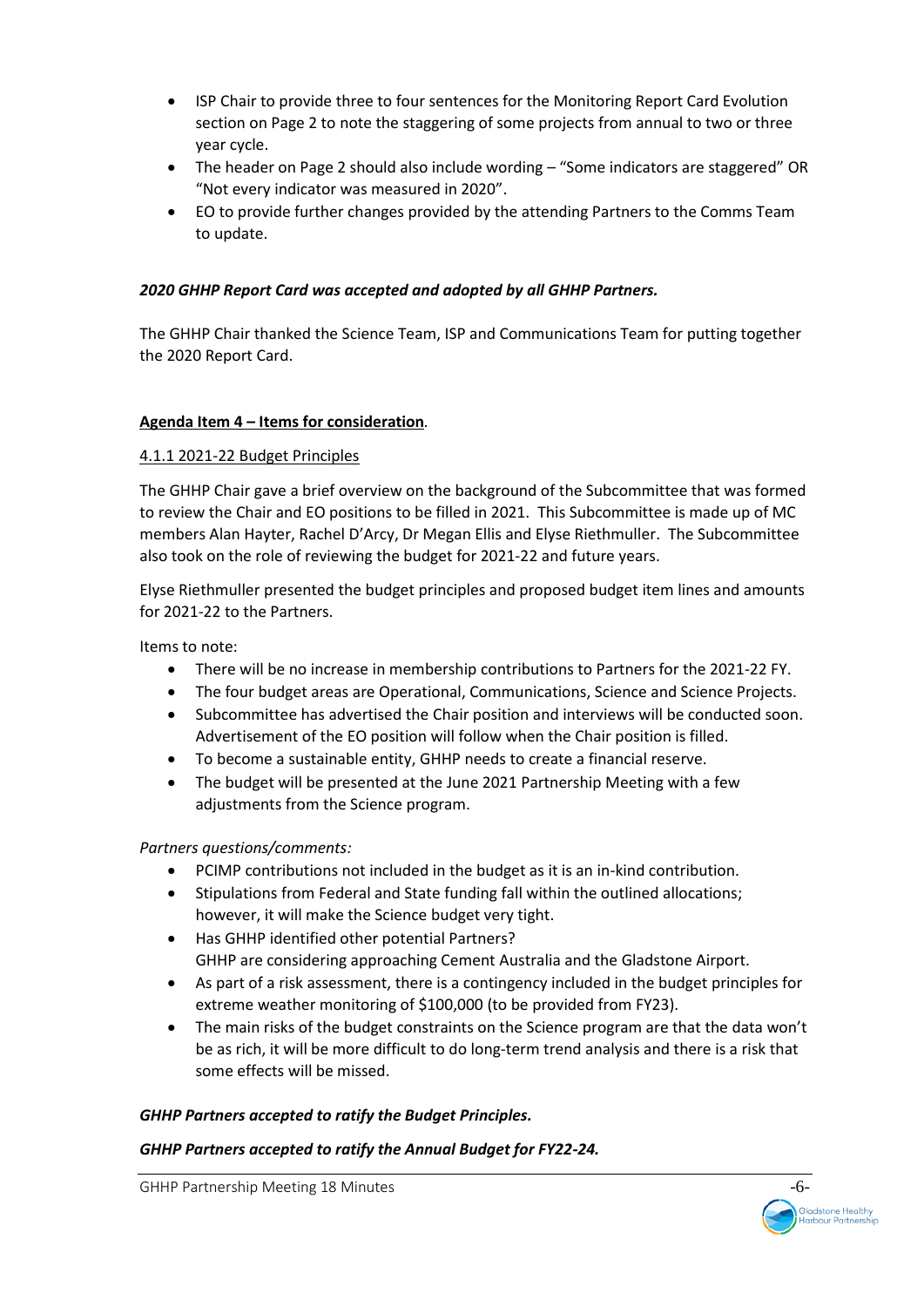- ISP Chair to provide three to four sentences for the Monitoring Report Card Evolution section on Page 2 to note the staggering of some projects from annual to two or three year cycle.
- The header on Page 2 should also include wording – "Some indicators are staggered" OR "Not every indicator was measured in 2020".
- EO to provide further changes provided by the attending Partners to the Comms Team to update.

***2020 GHHP Report Card was accepted and adopted by all GHHP Partners.***

The GHHP Chair thanked the Science Team, ISP and Communications Team for putting together the 2020 Report Card.

**Agenda Item 4 – Items for consideration**.

4.1.1 2021-22 Budget Principles

The GHHP Chair gave a brief overview on the background of the Subcommittee that was formed to review the Chair and EO positions to be filled in 2021. This Subcommittee is made up of MC members Alan Hayter, Rachel D'Arcy, Dr Megan Ellis and Elyse Riethmuller. The Subcommittee also took on the role of reviewing the budget for 2021-22 and future years.

Elyse Riethmuller presented the budget principles and proposed budget item lines and amounts for 2021-22 to the Partners.

Items to note:

- There will be no increase in membership contributions to Partners for the 2021-22 FY.
- The four budget areas are Operational, Communications, Science and Science Projects.
- Subcommittee has advertised the Chair position and interviews will be conducted soon. Advertisement of the EO position will follow when the Chair position is filled.
- To become a sustainable entity, GHHP needs to create a financial reserve.
- The budget will be presented at the June 2021 Partnership Meeting with a few adjustments from the Science program.

*Partners questions/comments:*

- PCIMP contributions not included in the budget as it is an in-kind contribution.
- Stipulations from Federal and State funding fall within the outlined allocations; however, it will make the Science budget very tight.
- Has GHHP identified other potential Partners?
  GHHP are considering approaching Cement Australia and the Gladstone Airport.
- As part of a risk assessment, there is a contingency included in the budget principles for extreme weather monitoring of $100,000 (to be provided from FY23).
- The main risks of the budget constraints on the Science program are that the data won't be as rich, it will be more difficult to do long-term trend analysis and there is a risk that some effects will be missed.

***GHHP Partners accepted to ratify the Budget Principles.***

***GHHP Partners accepted to ratify the Annual Budget for FY22-24.***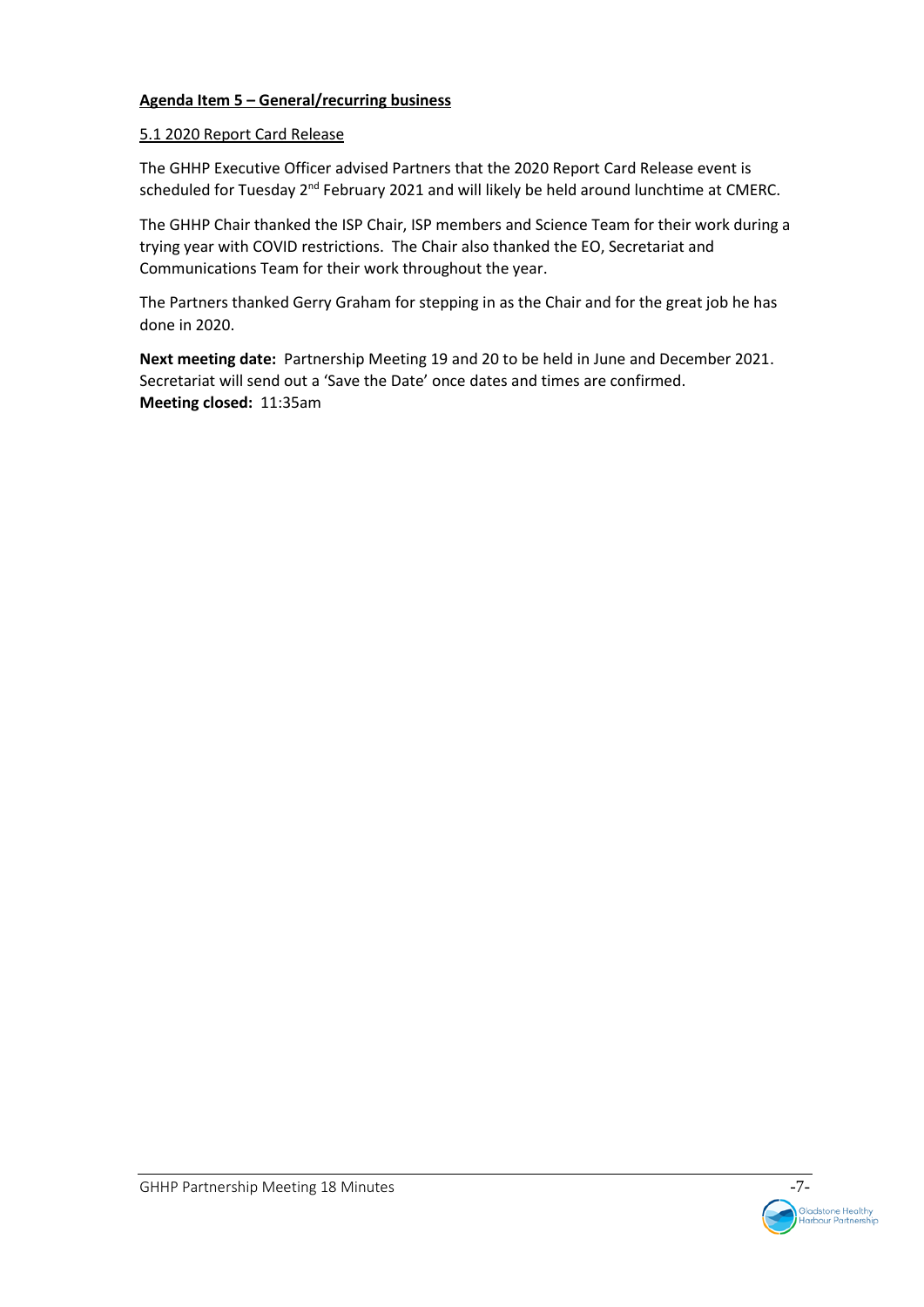**Agenda Item 5 – General/recurring business**

5.1 2020 Report Card Release

The GHHP Executive Officer advised Partners that the 2020 Report Card Release event is scheduled for Tuesday 2nd February 2021 and will likely be held around lunchtime at CMERC.

The GHHP Chair thanked the ISP Chair, ISP members and Science Team for their work during a trying year with COVID restrictions. The Chair also thanked the EO, Secretariat and Communications Team for their work throughout the year.

The Partners thanked Gerry Graham for stepping in as the Chair and for the great job he has done in 2020.

**Next meeting date:** Partnership Meeting 19 and 20 to be held in June and December 2021. Secretariat will send out a 'Save the Date' once dates and times are confirmed.
**Meeting closed:** 11:35am